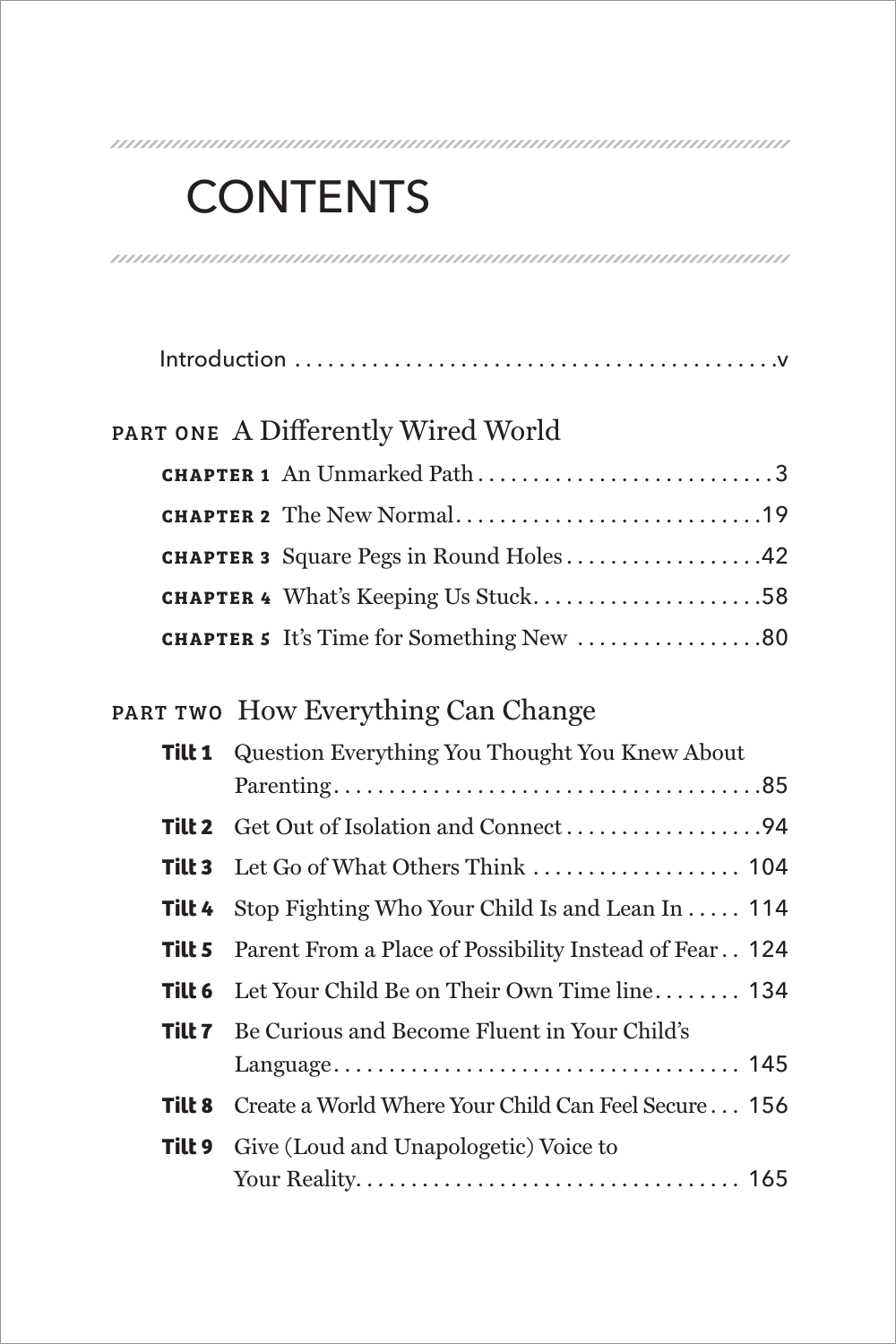# CONTENTS

Introduction . . . . . . . . . . . . . . . . . . . . . . . . . . . . . . . . . . . . . . . . . . .v

## PART ONE A Differently Wired World

**CHAPTER 1** An Unmarked Path . . . . . . . . . . . . . . . . . . . . . . . . . . . 3

**CHAPTER 2** The New Normal . . . . . . . . . . . . . . . . . . . . . . . . . . . .19

**CHAPTER 3** Square Pegs in Round Holes . . . . . . . . . . . . . . . . . .42

**CHAPTER 4** What's Keeping Us Stuck . . . . . . . . . . . . . . . . . . . . .58

**CHAPTER 5** It's Time for Something New . . . . . . . . . . . . . . . . .80

## PART TWO How Everything Can Change

**Tilt 1** Question Everything You Thought You Knew About Parenting . . . . . . . . . . . . . . . . . . . . . . . . . . . . . . . . . . . . . . .85

**Tilt 2** Get Out of Isolation and Connect . . . . . . . . . . . . . . . . . .94

**Tilt 3** Let Go of What Others Think . . . . . . . . . . . . . . . . . . . 104

**Tilt 4** Stop Fighting Who Your Child Is and Lean In . . . . . 114

**Tilt 5** Parent From a Place of Possibility Instead of Fear . . 124

**Tilt 6** Let Your Child Be on Their Own Time line . . . . . . . . 134

**Tilt 7** Be Curious and Become Fluent in Your Child's Language . . . . . . . . . . . . . . . . . . . . . . . . . . . . . . . . . . . . . 145

**Tilt 8** Create a World Where Your Child Can Feel Secure . . . 156

**Tilt 9** Give (Loud and Unapologetic) Voice to Your Reality . . . . . . . . . . . . . . . . . . . . . . . . . . . . . . . . . . 165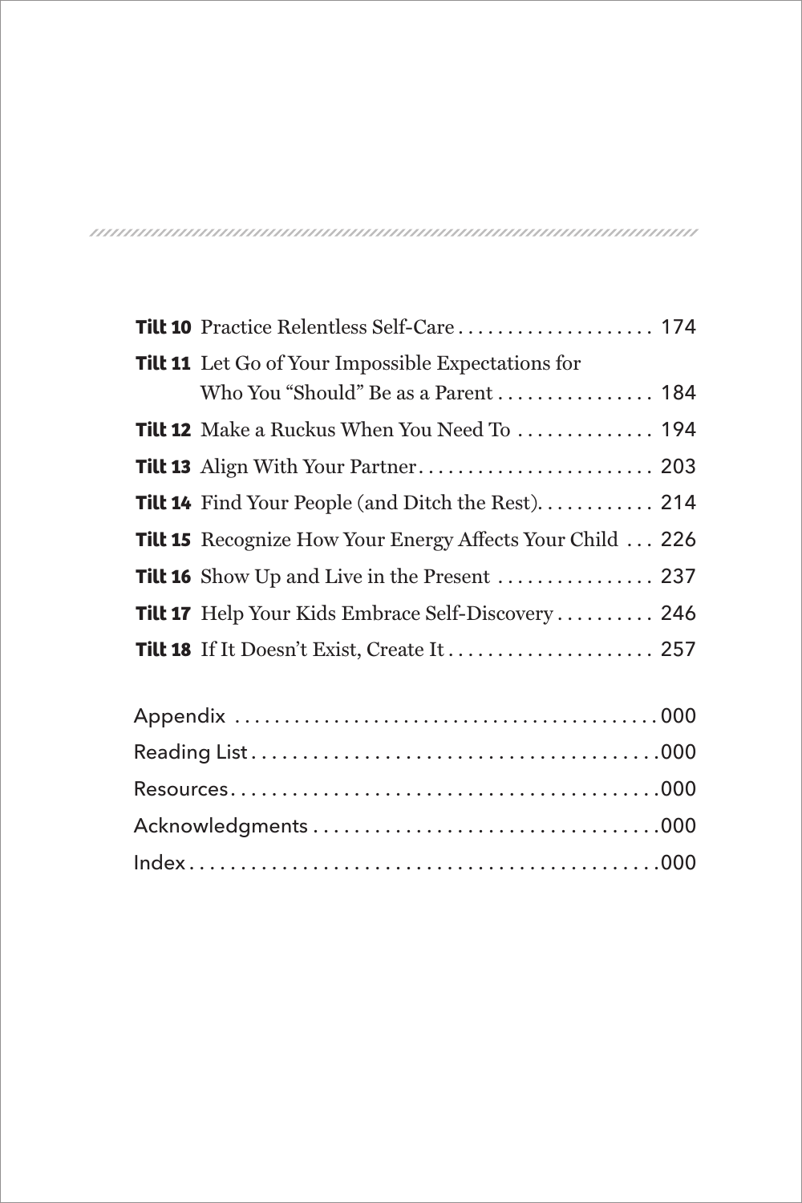**Tilt 10** Practice Relentless Self-Care . . . . . . . . . . . . . . . . . . . . 174

**Tilt 11** Let Go of Your Impossible Expectations for Who You "Should" Be as a Parent . . . . . . . . . . . . . . . . 184

**Tilt 12** Make a Ruckus When You Need To . . . . . . . . . . . . . . 194

**Tilt 13** Align With Your Partner. . . . . . . . . . . . . . . . . . . . . . . . . 203

**Tilt 14** Find Your People (and Ditch the Rest). . . . . . . . . . . . 214

**Tilt 15** Recognize How Your Energy Affects Your Child . . . 226

**Tilt 16** Show Up and Live in the Present . . . . . . . . . . . . . . . . 237

**Tilt 17** Help Your Kids Embrace Self-Discovery . . . . . . . . . . 246

**Tilt 18** If It Doesn't Exist, Create It . . . . . . . . . . . . . . . . . . . . . 257

Appendix . . . . . . . . . . . . . . . . . . . . . . . . . . . . . . . . . . . . . . . . . . . 000

Reading List . . . . . . . . . . . . . . . . . . . . . . . . . . . . . . . . . . . . . . . .000

Resources. . . . . . . . . . . . . . . . . . . . . . . . . . . . . . . . . . . . . . . . . .000

Acknowledgments . . . . . . . . . . . . . . . . . . . . . . . . . . . . . . . . . .000

Index . . . . . . . . . . . . . . . . . . . . . . . . . . . . . . . . . . . . . . . . . . . . .000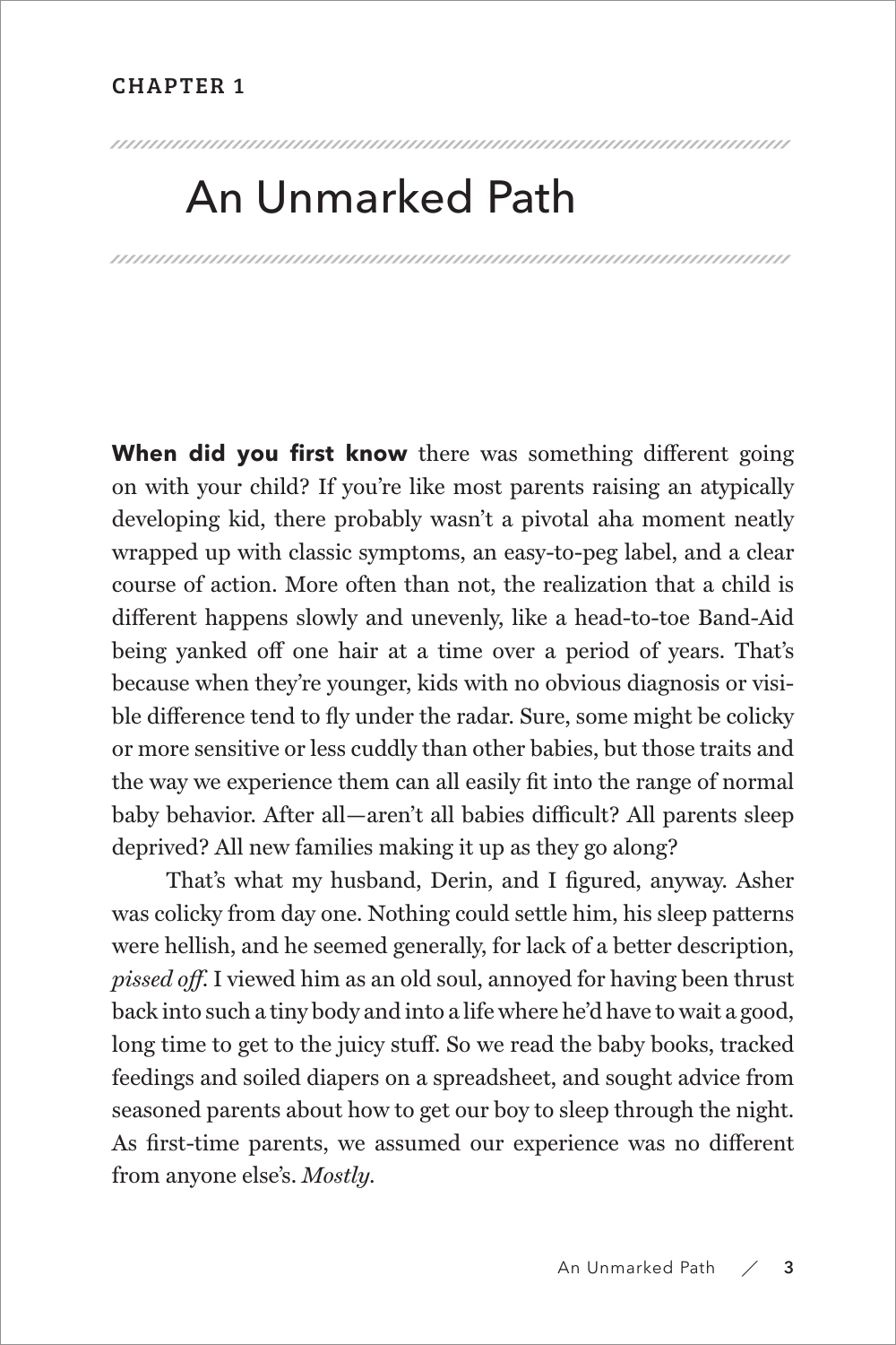CHAPTER 1

# An Unmarked Path

**When did you first know** there was something different going on with your child? If you're like most parents raising an atypically developing kid, there probably wasn't a pivotal aha moment neatly wrapped up with classic symptoms, an easy-to-peg label, and a clear course of action. More often than not, the realization that a child is different happens slowly and unevenly, like a head-to-toe Band-Aid being yanked off one hair at a time over a period of years. That's because when they're younger, kids with no obvious diagnosis or visible difference tend to fly under the radar. Sure, some might be colicky or more sensitive or less cuddly than other babies, but those traits and the way we experience them can all easily fit into the range of normal baby behavior. After all—aren't all babies difficult? All parents sleep deprived? All new families making it up as they go along?

That's what my husband, Derin, and I figured, anyway. Asher was colicky from day one. Nothing could settle him, his sleep patterns were hellish, and he seemed generally, for lack of a better description, *pissed off*. I viewed him as an old soul, annoyed for having been thrust back into such a tiny body and into a life where he'd have to wait a good, long time to get to the juicy stuff. So we read the baby books, tracked feedings and soiled diapers on a spreadsheet, and sought advice from seasoned parents about how to get our boy to sleep through the night. As first-time parents, we assumed our experience was no different from anyone else's. *Mostly.*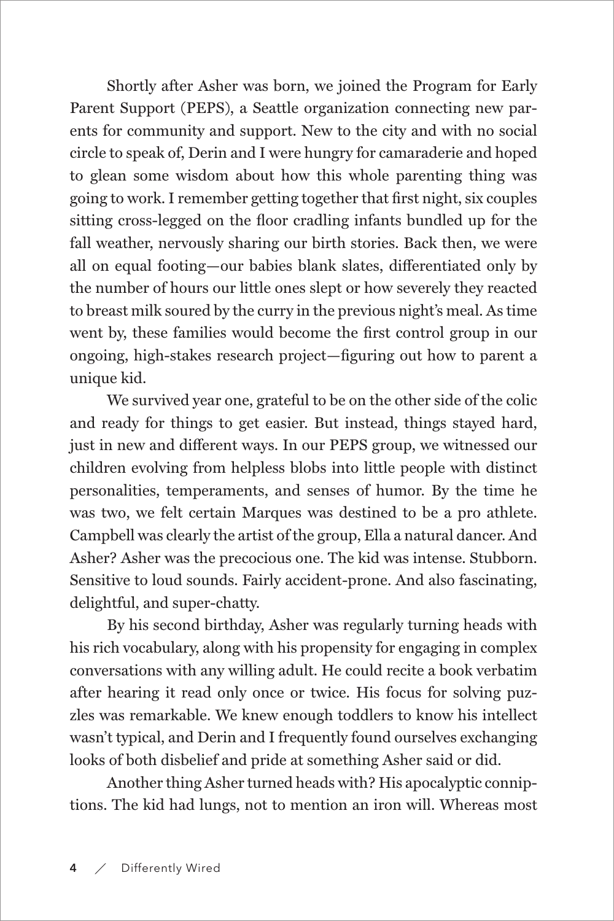Shortly after Asher was born, we joined the Program for Early Parent Support (PEPS), a Seattle organization connecting new parents for community and support. New to the city and with no social circle to speak of, Derin and I were hungry for camaraderie and hoped to glean some wisdom about how this whole parenting thing was going to work. I remember getting together that first night, six couples sitting cross-legged on the floor cradling infants bundled up for the fall weather, nervously sharing our birth stories. Back then, we were all on equal footing—our babies blank slates, differentiated only by the number of hours our little ones slept or how severely they reacted to breast milk soured by the curry in the previous night's meal. As time went by, these families would become the first control group in our ongoing, high-stakes research project—figuring out how to parent a unique kid.

We survived year one, grateful to be on the other side of the colic and ready for things to get easier. But instead, things stayed hard, just in new and different ways. In our PEPS group, we witnessed our children evolving from helpless blobs into little people with distinct personalities, temperaments, and senses of humor. By the time he was two, we felt certain Marques was destined to be a pro athlete. Campbell was clearly the artist of the group, Ella a natural dancer. And Asher? Asher was the precocious one. The kid was intense. Stubborn. Sensitive to loud sounds. Fairly accident-prone. And also fascinating, delightful, and super-chatty.

By his second birthday, Asher was regularly turning heads with his rich vocabulary, along with his propensity for engaging in complex conversations with any willing adult. He could recite a book verbatim after hearing it read only once or twice. His focus for solving puzzles was remarkable. We knew enough toddlers to know his intellect wasn't typical, and Derin and I frequently found ourselves exchanging looks of both disbelief and pride at something Asher said or did.

Another thing Asher turned heads with? His apocalyptic conniptions. The kid had lungs, not to mention an iron will. Whereas most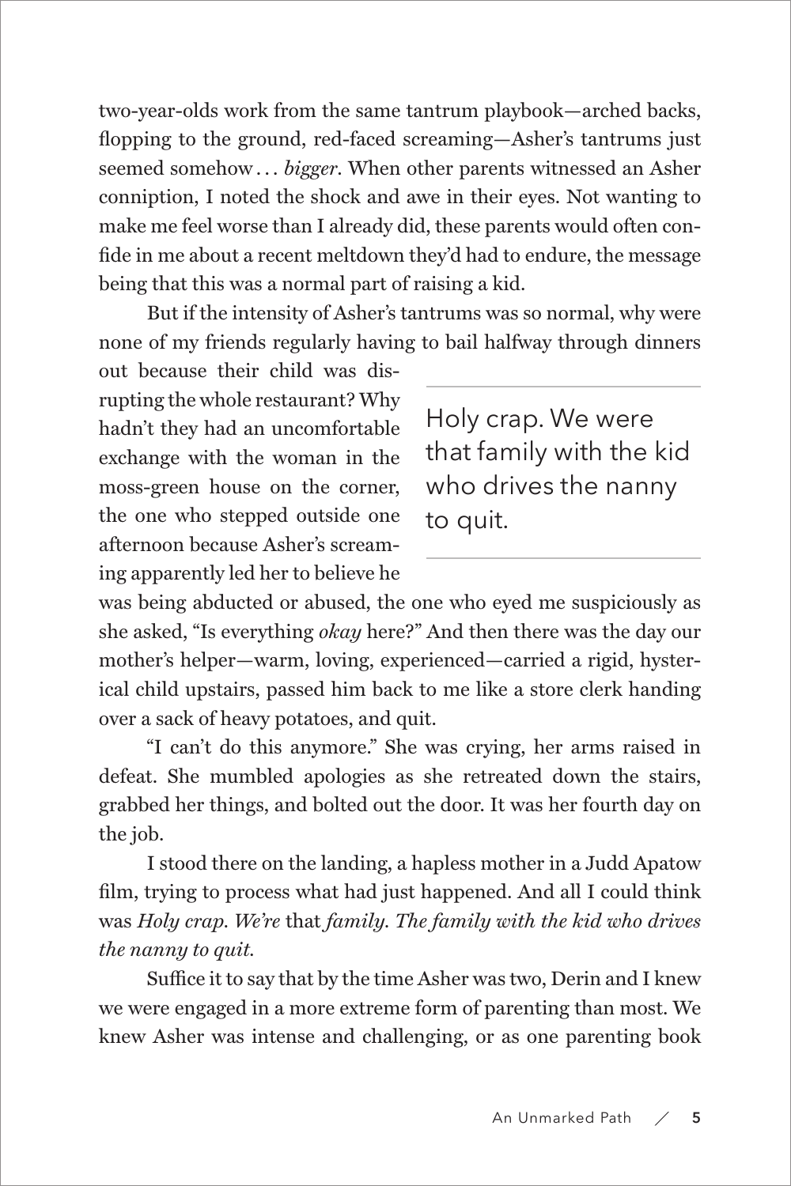two-year-olds work from the same tantrum playbook—arched backs, flopping to the ground, red-faced screaming—Asher's tantrums just seemed somehow . . . *bigger*. When other parents witnessed an Asher conniption, I noted the shock and awe in their eyes. Not wanting to make me feel worse than I already did, these parents would often confide in me about a recent meltdown they'd had to endure, the message being that this was a normal part of raising a kid.

But if the intensity of Asher's tantrums was so normal, why were none of my friends regularly having to bail halfway through dinners out because their child was disrupting the whole restaurant? Why hadn't they had an uncomfortable exchange with the woman in the moss-green house on the corner, the one who stepped outside one afternoon because Asher's screaming apparently led her to believe he was being abducted or abused, the one who eyed me suspiciously as she asked, "Is everything *okay* here?" And then there was the day our mother's helper—warm, loving, experienced—carried a rigid, hysterical child upstairs, passed him back to me like a store clerk handing over a sack of heavy potatoes, and quit.

> Holy crap. We were that family with the kid who drives the nanny to quit.

"I can't do this anymore." She was crying, her arms raised in defeat. She mumbled apologies as she retreated down the stairs, grabbed her things, and bolted out the door. It was her fourth day on the job.

I stood there on the landing, a hapless mother in a Judd Apatow film, trying to process what had just happened. And all I could think was *Holy crap. We're* that *family. The family with the kid who drives the nanny to quit.*

Suffice it to say that by the time Asher was two, Derin and I knew we were engaged in a more extreme form of parenting than most. We knew Asher was intense and challenging, or as one parenting book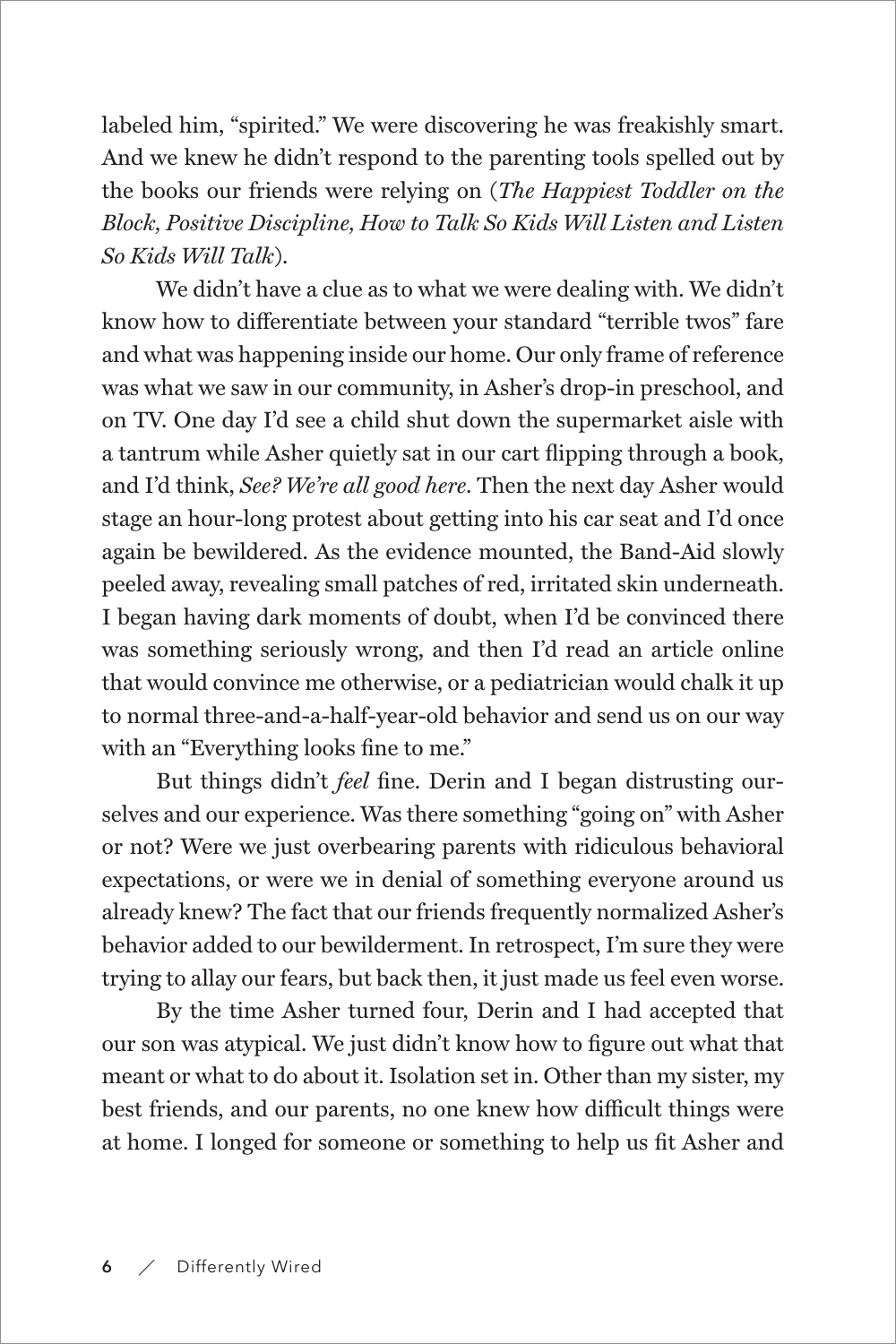labeled him, "spirited." We were discovering he was freakishly smart. And we knew he didn't respond to the parenting tools spelled out by the books our friends were relying on (*The Happiest Toddler on the Block, Positive Discipline, How to Talk So Kids Will Listen and Listen So Kids Will Talk*).

We didn't have a clue as to what we were dealing with. We didn't know how to differentiate between your standard "terrible twos" fare and what was happening inside our home. Our only frame of reference was what we saw in our community, in Asher's drop-in preschool, and on TV. One day I'd see a child shut down the supermarket aisle with a tantrum while Asher quietly sat in our cart flipping through a book, and I'd think, *See? We're all good here*. Then the next day Asher would stage an hour-long protest about getting into his car seat and I'd once again be bewildered. As the evidence mounted, the Band-Aid slowly peeled away, revealing small patches of red, irritated skin underneath. I began having dark moments of doubt, when I'd be convinced there was something seriously wrong, and then I'd read an article online that would convince me otherwise, or a pediatrician would chalk it up to normal three-and-a-half-year-old behavior and send us on our way with an "Everything looks fine to me."

But things didn't *feel* fine. Derin and I began distrusting ourselves and our experience. Was there something "going on" with Asher or not? Were we just overbearing parents with ridiculous behavioral expectations, or were we in denial of something everyone around us already knew? The fact that our friends frequently normalized Asher's behavior added to our bewilderment. In retrospect, I'm sure they were trying to allay our fears, but back then, it just made us feel even worse.

By the time Asher turned four, Derin and I had accepted that our son was atypical. We just didn't know how to figure out what that meant or what to do about it. Isolation set in. Other than my sister, my best friends, and our parents, no one knew how difficult things were at home. I longed for someone or something to help us fit Asher and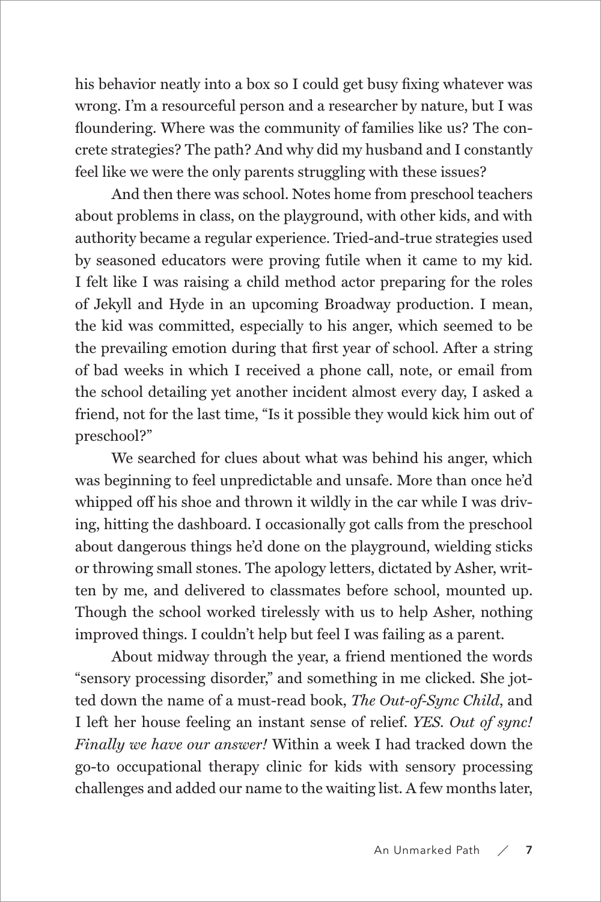his behavior neatly into a box so I could get busy fixing whatever was wrong. I'm a resourceful person and a researcher by nature, but I was floundering. Where was the community of families like us? The concrete strategies? The path? And why did my husband and I constantly feel like we were the only parents struggling with these issues?

And then there was school. Notes home from preschool teachers about problems in class, on the playground, with other kids, and with authority became a regular experience. Tried-and-true strategies used by seasoned educators were proving futile when it came to my kid. I felt like I was raising a child method actor preparing for the roles of Jekyll and Hyde in an upcoming Broadway production. I mean, the kid was committed, especially to his anger, which seemed to be the prevailing emotion during that first year of school. After a string of bad weeks in which I received a phone call, note, or email from the school detailing yet another incident almost every day, I asked a friend, not for the last time, "Is it possible they would kick him out of preschool?"

We searched for clues about what was behind his anger, which was beginning to feel unpredictable and unsafe. More than once he'd whipped off his shoe and thrown it wildly in the car while I was driving, hitting the dashboard. I occasionally got calls from the preschool about dangerous things he'd done on the playground, wielding sticks or throwing small stones. The apology letters, dictated by Asher, written by me, and delivered to classmates before school, mounted up. Though the school worked tirelessly with us to help Asher, nothing improved things. I couldn't help but feel I was failing as a parent.

About midway through the year, a friend mentioned the words "sensory processing disorder," and something in me clicked. She jotted down the name of a must-read book, *The Out-of-Sync Child*, and I left her house feeling an instant sense of relief. *YES. Out of sync! Finally we have our answer!* Within a week I had tracked down the go-to occupational therapy clinic for kids with sensory processing challenges and added our name to the waiting list. A few months later,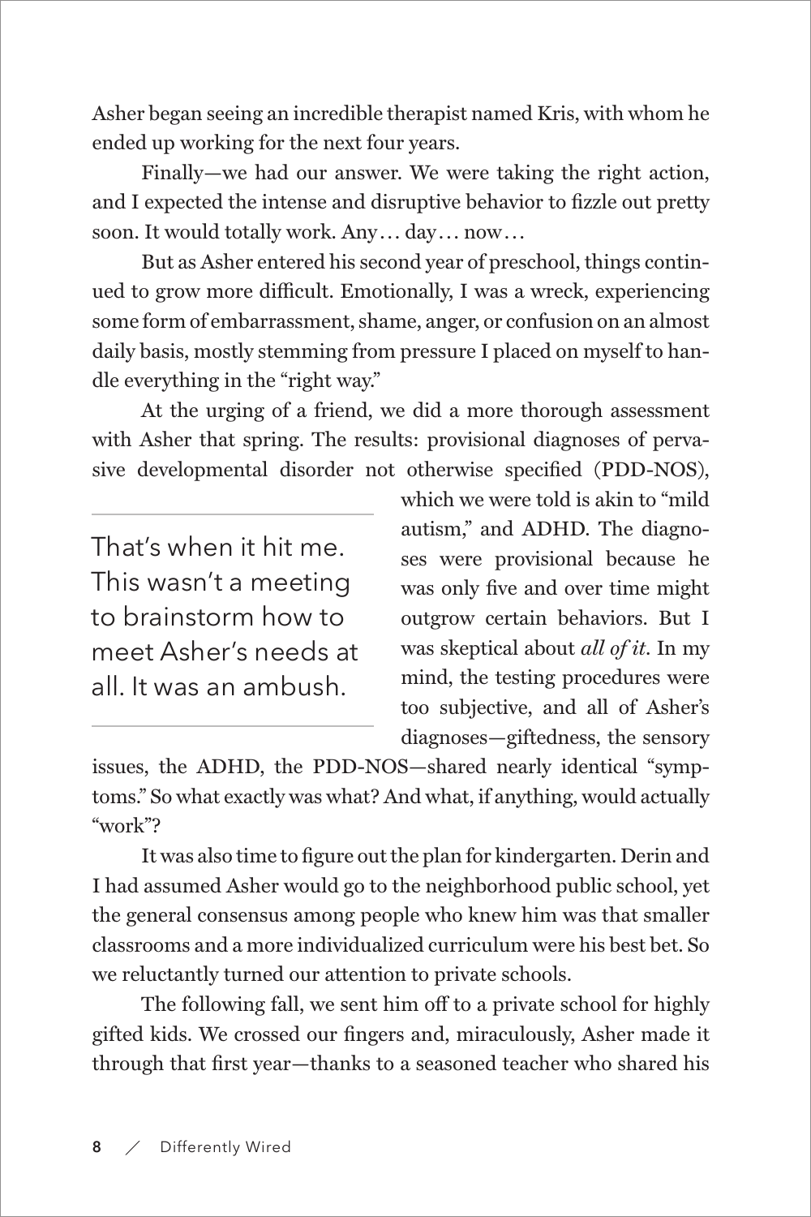Asher began seeing an incredible therapist named Kris, with whom he ended up working for the next four years.

Finally—we had our answer. We were taking the right action, and I expected the intense and disruptive behavior to fizzle out pretty soon. It would totally work. Any… day… now…

But as Asher entered his second year of preschool, things continued to grow more difficult. Emotionally, I was a wreck, experiencing some form of embarrassment, shame, anger, or confusion on an almost daily basis, mostly stemming from pressure I placed on myself to handle everything in the "right way."

At the urging of a friend, we did a more thorough assessment with Asher that spring. The results: provisional diagnoses of pervasive developmental disorder not otherwise specified (PDD-NOS), which we were told is akin to "mild autism," and ADHD. The diagnoses were provisional because he was only five and over time might outgrow certain behaviors. But I was skeptical about *all of it*. In my mind, the testing procedures were too subjective, and all of Asher's diagnoses—giftedness, the sensory issues, the ADHD, the PDD-NOS—shared nearly identical "symptoms." So what exactly was what? And what, if anything, would actually "work"?

> That's when it hit me. This wasn't a meeting to brainstorm how to meet Asher's needs at all. It was an ambush.

It was also time to figure out the plan for kindergarten. Derin and I had assumed Asher would go to the neighborhood public school, yet the general consensus among people who knew him was that smaller classrooms and a more individualized curriculum were his best bet. So we reluctantly turned our attention to private schools.

The following fall, we sent him off to a private school for highly gifted kids. We crossed our fingers and, miraculously, Asher made it through that first year—thanks to a seasoned teacher who shared his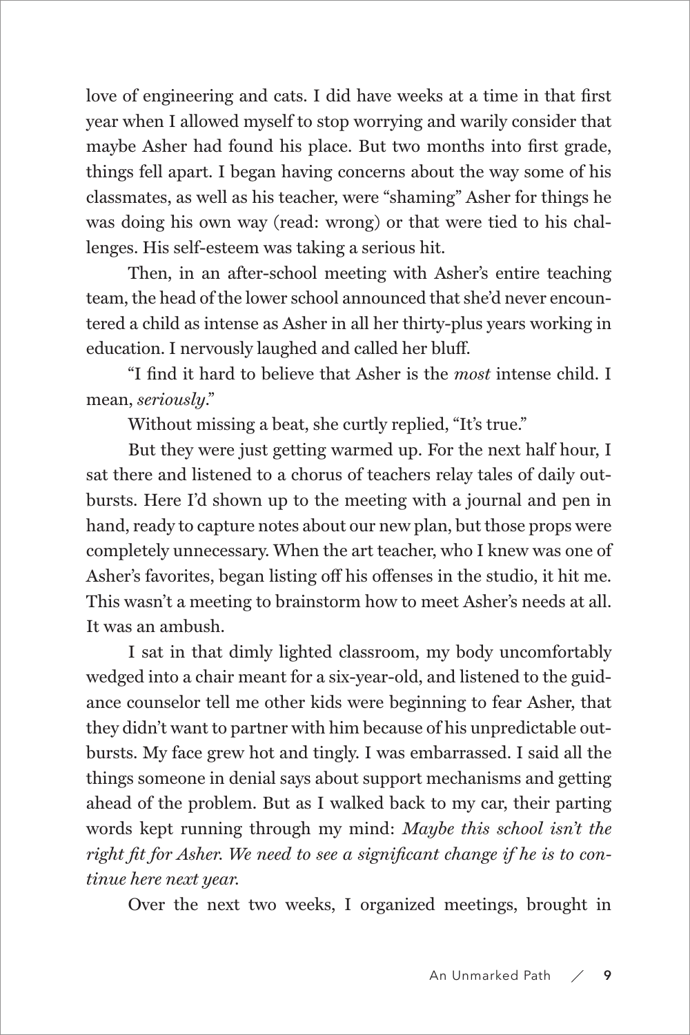love of engineering and cats. I did have weeks at a time in that first year when I allowed myself to stop worrying and warily consider that maybe Asher had found his place. But two months into first grade, things fell apart. I began having concerns about the way some of his classmates, as well as his teacher, were "shaming" Asher for things he was doing his own way (read: wrong) or that were tied to his challenges. His self-esteem was taking a serious hit.

Then, in an after-school meeting with Asher's entire teaching team, the head of the lower school announced that she'd never encountered a child as intense as Asher in all her thirty-plus years working in education. I nervously laughed and called her bluff.

"I find it hard to believe that Asher is the *most* intense child. I mean, *seriously*."

Without missing a beat, she curtly replied, "It's true."

But they were just getting warmed up. For the next half hour, I sat there and listened to a chorus of teachers relay tales of daily outbursts. Here I'd shown up to the meeting with a journal and pen in hand, ready to capture notes about our new plan, but those props were completely unnecessary. When the art teacher, who I knew was one of Asher's favorites, began listing off his offenses in the studio, it hit me. This wasn't a meeting to brainstorm how to meet Asher's needs at all. It was an ambush.

I sat in that dimly lighted classroom, my body uncomfortably wedged into a chair meant for a six-year-old, and listened to the guidance counselor tell me other kids were beginning to fear Asher, that they didn't want to partner with him because of his unpredictable outbursts. My face grew hot and tingly. I was embarrassed. I said all the things someone in denial says about support mechanisms and getting ahead of the problem. But as I walked back to my car, their parting words kept running through my mind: *Maybe this school isn't the right fit for Asher. We need to see a significant change if he is to continue here next year.*

Over the next two weeks, I organized meetings, brought in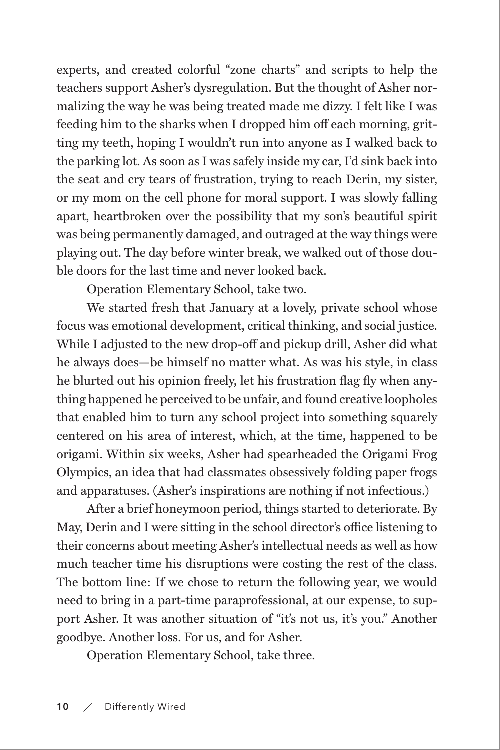experts, and created colorful "zone charts" and scripts to help the teachers support Asher's dysregulation. But the thought of Asher normalizing the way he was being treated made me dizzy. I felt like I was feeding him to the sharks when I dropped him off each morning, gritting my teeth, hoping I wouldn't run into anyone as I walked back to the parking lot. As soon as I was safely inside my car, I'd sink back into the seat and cry tears of frustration, trying to reach Derin, my sister, or my mom on the cell phone for moral support. I was slowly falling apart, heartbroken over the possibility that my son's beautiful spirit was being permanently damaged, and outraged at the way things were playing out. The day before winter break, we walked out of those double doors for the last time and never looked back.

Operation Elementary School, take two.

We started fresh that January at a lovely, private school whose focus was emotional development, critical thinking, and social justice. While I adjusted to the new drop-off and pickup drill, Asher did what he always does—be himself no matter what. As was his style, in class he blurted out his opinion freely, let his frustration flag fly when anything happened he perceived to be unfair, and found creative loopholes that enabled him to turn any school project into something squarely centered on his area of interest, which, at the time, happened to be origami. Within six weeks, Asher had spearheaded the Origami Frog Olympics, an idea that had classmates obsessively folding paper frogs and apparatuses. (Asher's inspirations are nothing if not infectious.)

After a brief honeymoon period, things started to deteriorate. By May, Derin and I were sitting in the school director's office listening to their concerns about meeting Asher's intellectual needs as well as how much teacher time his disruptions were costing the rest of the class. The bottom line: If we chose to return the following year, we would need to bring in a part-time paraprofessional, at our expense, to support Asher. It was another situation of "it's not us, it's you." Another goodbye. Another loss. For us, and for Asher.

Operation Elementary School, take three.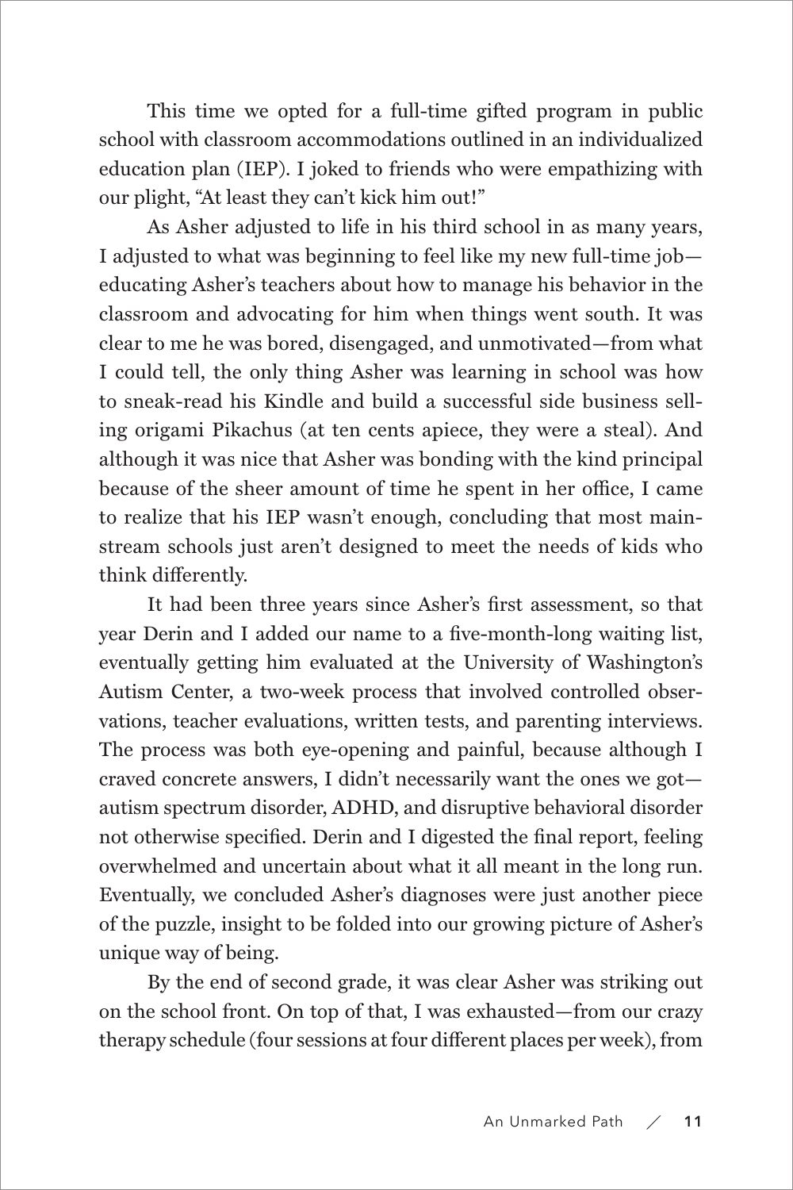This time we opted for a full-time gifted program in public school with classroom accommodations outlined in an individualized education plan (IEP). I joked to friends who were empathizing with our plight, "At least they can't kick him out!"

As Asher adjusted to life in his third school in as many years, I adjusted to what was beginning to feel like my new full-time job—educating Asher's teachers about how to manage his behavior in the classroom and advocating for him when things went south. It was clear to me he was bored, disengaged, and unmotivated—from what I could tell, the only thing Asher was learning in school was how to sneak-read his Kindle and build a successful side business selling origami Pikachus (at ten cents apiece, they were a steal). And although it was nice that Asher was bonding with the kind principal because of the sheer amount of time he spent in her office, I came to realize that his IEP wasn't enough, concluding that most mainstream schools just aren't designed to meet the needs of kids who think differently.

It had been three years since Asher's first assessment, so that year Derin and I added our name to a five-month-long waiting list, eventually getting him evaluated at the University of Washington's Autism Center, a two-week process that involved controlled observations, teacher evaluations, written tests, and parenting interviews. The process was both eye-opening and painful, because although I craved concrete answers, I didn't necessarily want the ones we got—autism spectrum disorder, ADHD, and disruptive behavioral disorder not otherwise specified. Derin and I digested the final report, feeling overwhelmed and uncertain about what it all meant in the long run. Eventually, we concluded Asher's diagnoses were just another piece of the puzzle, insight to be folded into our growing picture of Asher's unique way of being.

By the end of second grade, it was clear Asher was striking out on the school front. On top of that, I was exhausted—from our crazy therapy schedule (four sessions at four different places per week), from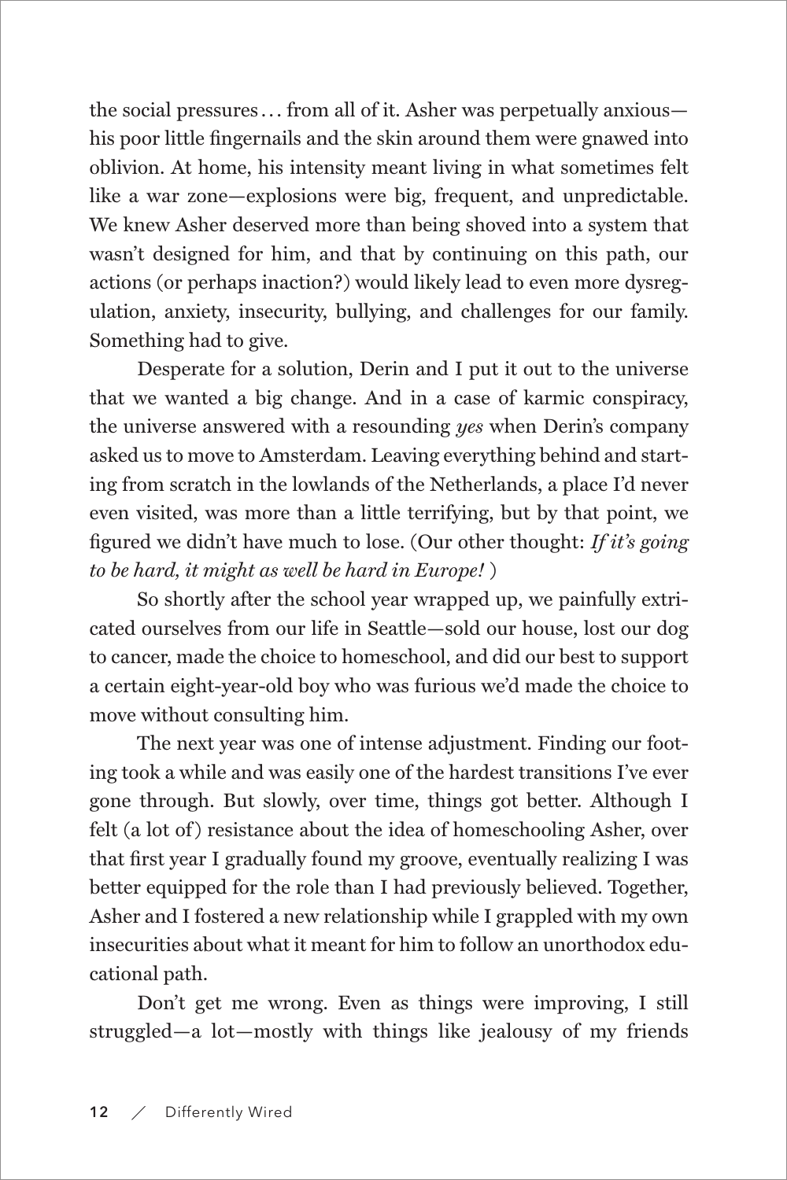the social pressures . . . from all of it. Asher was perpetually anxious—his poor little fingernails and the skin around them were gnawed into oblivion. At home, his intensity meant living in what sometimes felt like a war zone—explosions were big, frequent, and unpredictable. We knew Asher deserved more than being shoved into a system that wasn't designed for him, and that by continuing on this path, our actions (or perhaps inaction?) would likely lead to even more dysregulation, anxiety, insecurity, bullying, and challenges for our family. Something had to give.

Desperate for a solution, Derin and I put it out to the universe that we wanted a big change. And in a case of karmic conspiracy, the universe answered with a resounding *yes* when Derin's company asked us to move to Amsterdam. Leaving everything behind and starting from scratch in the lowlands of the Netherlands, a place I'd never even visited, was more than a little terrifying, but by that point, we figured we didn't have much to lose. (Our other thought: *If it's going to be hard, it might as well be hard in Europe!*)

So shortly after the school year wrapped up, we painfully extricated ourselves from our life in Seattle—sold our house, lost our dog to cancer, made the choice to homeschool, and did our best to support a certain eight-year-old boy who was furious we'd made the choice to move without consulting him.

The next year was one of intense adjustment. Finding our footing took a while and was easily one of the hardest transitions I've ever gone through. But slowly, over time, things got better. Although I felt (a lot of) resistance about the idea of homeschooling Asher, over that first year I gradually found my groove, eventually realizing I was better equipped for the role than I had previously believed. Together, Asher and I fostered a new relationship while I grappled with my own insecurities about what it meant for him to follow an unorthodox educational path.

Don't get me wrong. Even as things were improving, I still struggled—a lot—mostly with things like jealousy of my friends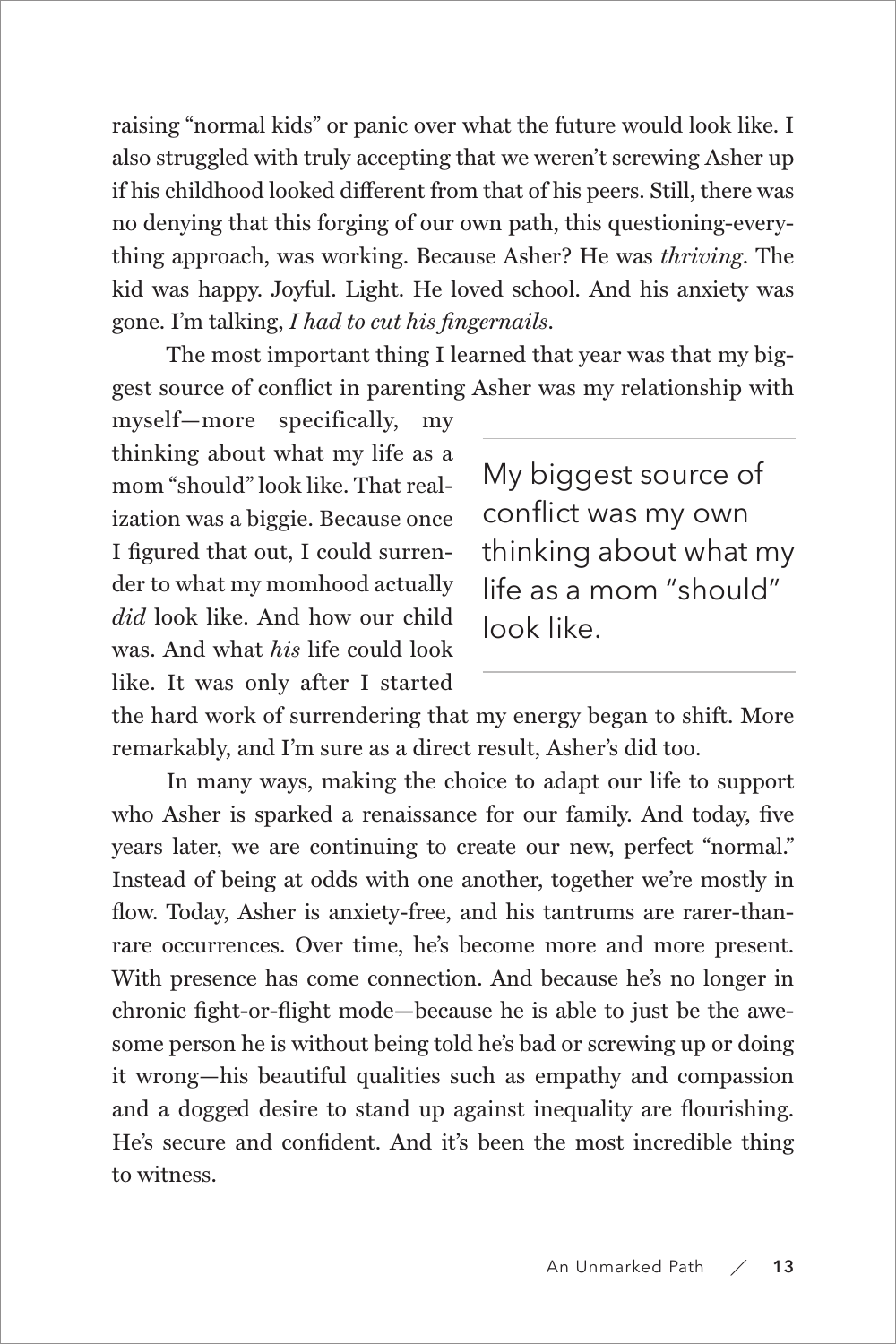raising "normal kids" or panic over what the future would look like. I also struggled with truly accepting that we weren't screwing Asher up if his childhood looked different from that of his peers. Still, there was no denying that this forging of our own path, this questioning-everything approach, was working. Because Asher? He was *thriving*. The kid was happy. Joyful. Light. He loved school. And his anxiety was gone. I'm talking, *I had to cut his fingernails*.

The most important thing I learned that year was that my biggest source of conflict in parenting Asher was my relationship with myself—more specifically, my thinking about what my life as a mom "should" look like. That realization was a biggie. Because once I figured that out, I could surrender to what my momhood actually *did* look like. And how our child was. And what *his* life could look like. It was only after I started the hard work of surrendering that my energy began to shift. More remarkably, and I'm sure as a direct result, Asher's did too.

> My biggest source of conflict was my own thinking about what my life as a mom "should" look like.

In many ways, making the choice to adapt our life to support who Asher is sparked a renaissance for our family. And today, five years later, we are continuing to create our new, perfect "normal." Instead of being at odds with one another, together we're mostly in flow. Today, Asher is anxiety-free, and his tantrums are rarer-than-rare occurrences. Over time, he's become more and more present. With presence has come connection. And because he's no longer in chronic fight-or-flight mode—because he is able to just be the awesome person he is without being told he's bad or screwing up or doing it wrong—his beautiful qualities such as empathy and compassion and a dogged desire to stand up against inequality are flourishing. He's secure and confident. And it's been the most incredible thing to witness.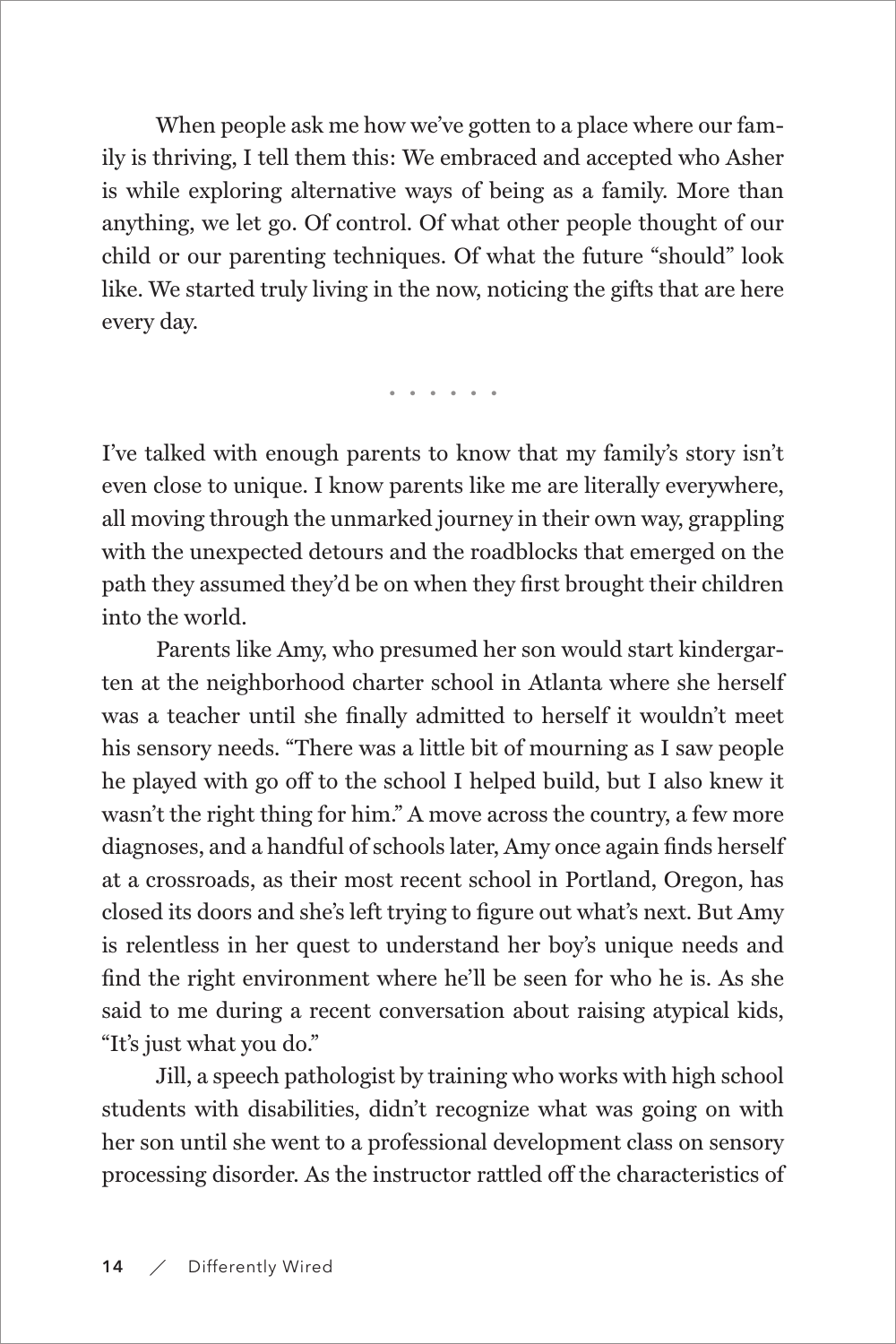When people ask me how we've gotten to a place where our family is thriving, I tell them this: We embraced and accepted who Asher is while exploring alternative ways of being as a family. More than anything, we let go. Of control. Of what other people thought of our child or our parenting techniques. Of what the future "should" look like. We started truly living in the now, noticing the gifts that are here every day.

· · · · · ·

I've talked with enough parents to know that my family's story isn't even close to unique. I know parents like me are literally everywhere, all moving through the unmarked journey in their own way, grappling with the unexpected detours and the roadblocks that emerged on the path they assumed they'd be on when they first brought their children into the world.

Parents like Amy, who presumed her son would start kindergarten at the neighborhood charter school in Atlanta where she herself was a teacher until she finally admitted to herself it wouldn't meet his sensory needs. "There was a little bit of mourning as I saw people he played with go off to the school I helped build, but I also knew it wasn't the right thing for him." A move across the country, a few more diagnoses, and a handful of schools later, Amy once again finds herself at a crossroads, as their most recent school in Portland, Oregon, has closed its doors and she's left trying to figure out what's next. But Amy is relentless in her quest to understand her boy's unique needs and find the right environment where he'll be seen for who he is. As she said to me during a recent conversation about raising atypical kids, "It's just what you do."

Jill, a speech pathologist by training who works with high school students with disabilities, didn't recognize what was going on with her son until she went to a professional development class on sensory processing disorder. As the instructor rattled off the characteristics of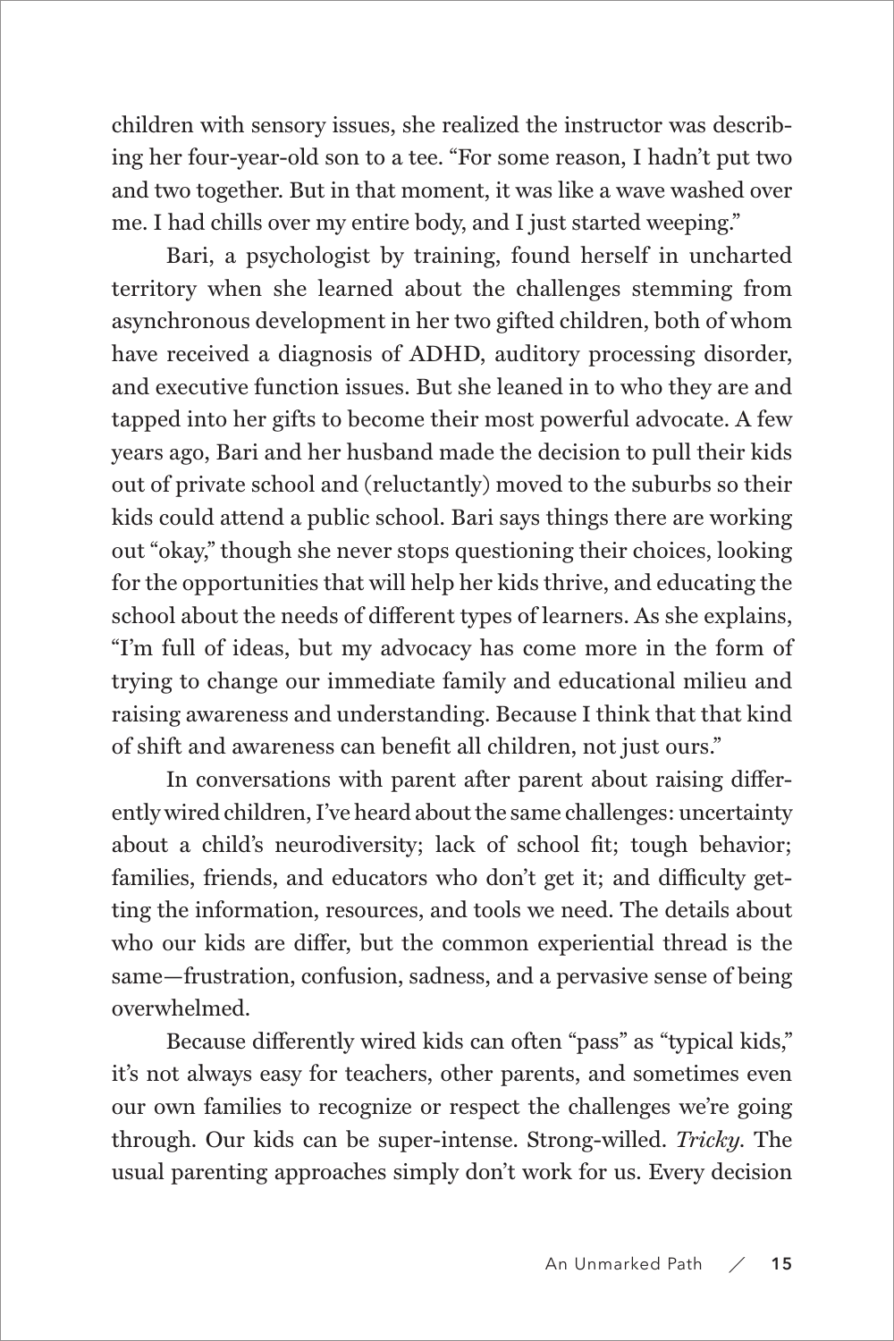children with sensory issues, she realized the instructor was describing her four-year-old son to a tee. "For some reason, I hadn't put two and two together. But in that moment, it was like a wave washed over me. I had chills over my entire body, and I just started weeping."

Bari, a psychologist by training, found herself in uncharted territory when she learned about the challenges stemming from asynchronous development in her two gifted children, both of whom have received a diagnosis of ADHD, auditory processing disorder, and executive function issues. But she leaned in to who they are and tapped into her gifts to become their most powerful advocate. A few years ago, Bari and her husband made the decision to pull their kids out of private school and (reluctantly) moved to the suburbs so their kids could attend a public school. Bari says things there are working out "okay," though she never stops questioning their choices, looking for the opportunities that will help her kids thrive, and educating the school about the needs of different types of learners. As she explains, "I'm full of ideas, but my advocacy has come more in the form of trying to change our immediate family and educational milieu and raising awareness and understanding. Because I think that that kind of shift and awareness can benefit all children, not just ours."

In conversations with parent after parent about raising differently wired children, I've heard about the same challenges: uncertainty about a child's neurodiversity; lack of school fit; tough behavior; families, friends, and educators who don't get it; and difficulty getting the information, resources, and tools we need. The details about who our kids are differ, but the common experiential thread is the same—frustration, confusion, sadness, and a pervasive sense of being overwhelmed.

Because differently wired kids can often "pass" as "typical kids," it's not always easy for teachers, other parents, and sometimes even our own families to recognize or respect the challenges we're going through. Our kids can be super-intense. Strong-willed. *Tricky.* The usual parenting approaches simply don't work for us. Every decision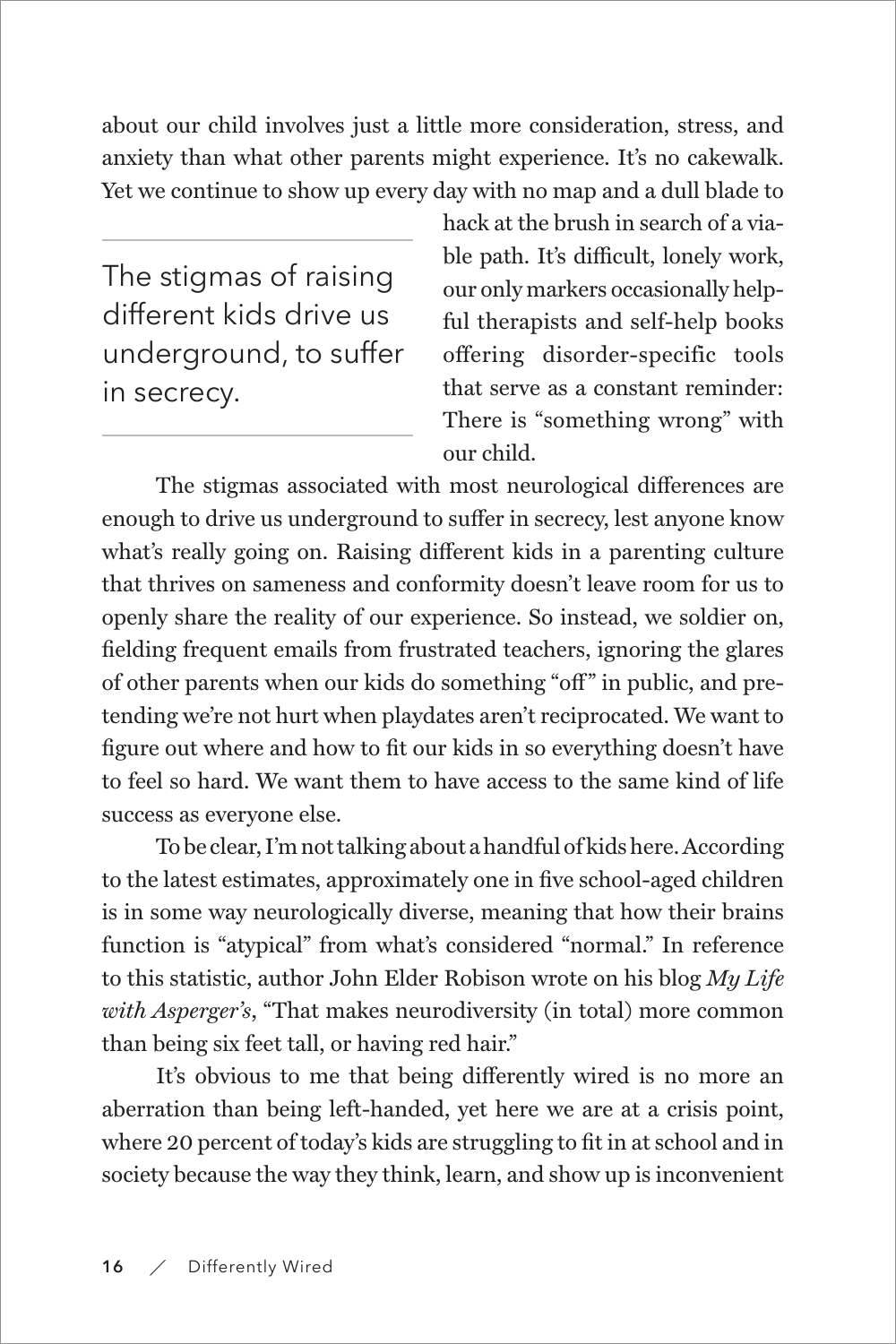about our child involves just a little more consideration, stress, and anxiety than what other parents might experience. It's no cakewalk. Yet we continue to show up every day with no map and a dull blade to hack at the brush in search of a viable path. It's difficult, lonely work, our only markers occasionally helpful therapists and self-help books offering disorder-specific tools that serve as a constant reminder: There is "something wrong" with our child.

> The stigmas of raising different kids drive us underground, to suffer in secrecy.

The stigmas associated with most neurological differences are enough to drive us underground to suffer in secrecy, lest anyone know what's really going on. Raising different kids in a parenting culture that thrives on sameness and conformity doesn't leave room for us to openly share the reality of our experience. So instead, we soldier on, fielding frequent emails from frustrated teachers, ignoring the glares of other parents when our kids do something "off" in public, and pretending we're not hurt when playdates aren't reciprocated. We want to figure out where and how to fit our kids in so everything doesn't have to feel so hard. We want them to have access to the same kind of life success as everyone else.

To be clear, I'm not talking about a handful of kids here. According to the latest estimates, approximately one in five school-aged children is in some way neurologically diverse, meaning that how their brains function is "atypical" from what's considered "normal." In reference to this statistic, author John Elder Robison wrote on his blog *My Life with Asperger's*, "That makes neurodiversity (in total) more common than being six feet tall, or having red hair."

It's obvious to me that being differently wired is no more an aberration than being left-handed, yet here we are at a crisis point, where 20 percent of today's kids are struggling to fit in at school and in society because the way they think, learn, and show up is inconvenient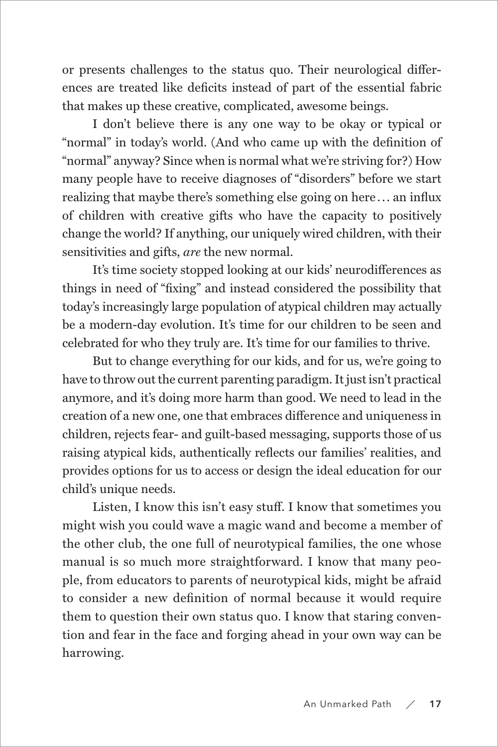or presents challenges to the status quo. Their neurological differences are treated like deficits instead of part of the essential fabric that makes up these creative, complicated, awesome beings.

I don't believe there is any one way to be okay or typical or "normal" in today's world. (And who came up with the definition of "normal" anyway? Since when is normal what we're striving for?) How many people have to receive diagnoses of "disorders" before we start realizing that maybe there's something else going on here... an influx of children with creative gifts who have the capacity to positively change the world? If anything, our uniquely wired children, with their sensitivities and gifts, *are* the new normal.

It's time society stopped looking at our kids' neurodifferences as things in need of "fixing" and instead considered the possibility that today's increasingly large population of atypical children may actually be a modern-day evolution. It's time for our children to be seen and celebrated for who they truly are. It's time for our families to thrive.

But to change everything for our kids, and for us, we're going to have to throw out the current parenting paradigm. It just isn't practical anymore, and it's doing more harm than good. We need to lead in the creation of a new one, one that embraces difference and uniqueness in children, rejects fear- and guilt-based messaging, supports those of us raising atypical kids, authentically reflects our families' realities, and provides options for us to access or design the ideal education for our child's unique needs.

Listen, I know this isn't easy stuff. I know that sometimes you might wish you could wave a magic wand and become a member of the other club, the one full of neurotypical families, the one whose manual is so much more straightforward. I know that many people, from educators to parents of neurotypical kids, might be afraid to consider a new definition of normal because it would require them to question their own status quo. I know that staring convention and fear in the face and forging ahead in your own way can be harrowing.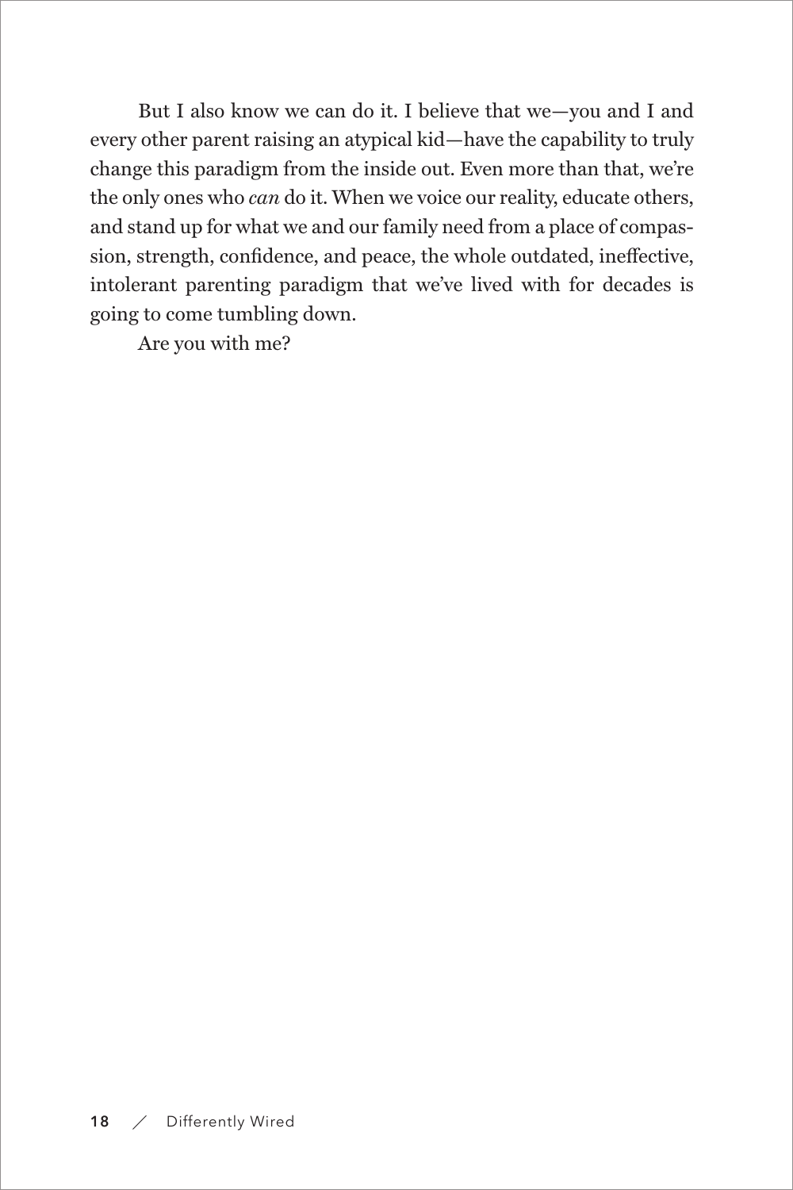But I also know we can do it. I believe that we—you and I and every other parent raising an atypical kid—have the capability to truly change this paradigm from the inside out. Even more than that, we're the only ones who *can* do it. When we voice our reality, educate others, and stand up for what we and our family need from a place of compassion, strength, confidence, and peace, the whole outdated, ineffective, intolerant parenting paradigm that we've lived with for decades is going to come tumbling down.

Are you with me?